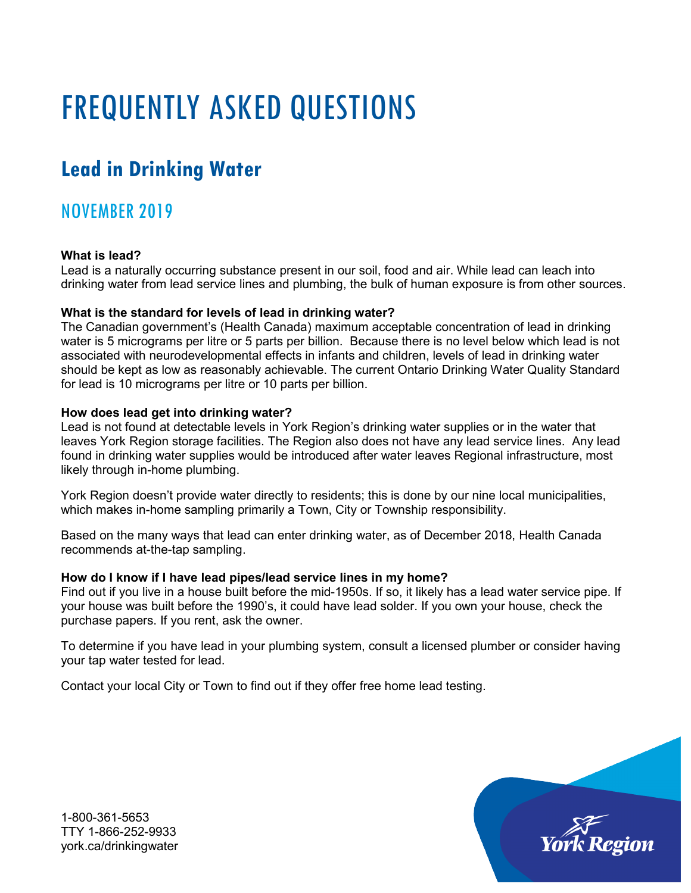# FREQUENTLY ASKED QUESTIONS

## Lead in Drinking Water

### NOVEMBER 2019

**What is lead?**
Lead is a naturally occurring substance present in our soil, food and air. While lead can leach into drinking water from lead service lines and plumbing, the bulk of human exposure is from other sources.

**What is the standard for levels of lead in drinking water?**
The Canadian government's (Health Canada) maximum acceptable concentration of lead in drinking water is 5 micrograms per litre or 5 parts per billion. Because there is no level below which lead is not associated with neurodevelopmental effects in infants and children, levels of lead in drinking water should be kept as low as reasonably achievable. The current Ontario Drinking Water Quality Standard for lead is 10 micrograms per litre or 10 parts per billion.

**How does lead get into drinking water?**
Lead is not found at detectable levels in York Region's drinking water supplies or in the water that leaves York Region storage facilities. The Region also does not have any lead service lines. Any lead found in drinking water supplies would be introduced after water leaves Regional infrastructure, most likely through in-home plumbing.

York Region doesn't provide water directly to residents; this is done by our nine local municipalities, which makes in-home sampling primarily a Town, City or Township responsibility.

Based on the many ways that lead can enter drinking water, as of December 2018, Health Canada recommends at-the-tap sampling.

**How do I know if I have lead pipes/lead service lines in my home?**
Find out if you live in a house built before the mid-1950s. If so, it likely has a lead water service pipe. If your house was built before the 1990's, it could have lead solder. If you own your house, check the purchase papers. If you rent, ask the owner.

To determine if you have lead in your plumbing system, consult a licensed plumber or consider having your tap water tested for lead.

Contact your local City or Town to find out if they offer free home lead testing.

1-800-361-5653
TTY 1-866-252-9933
york.ca/drinkingwater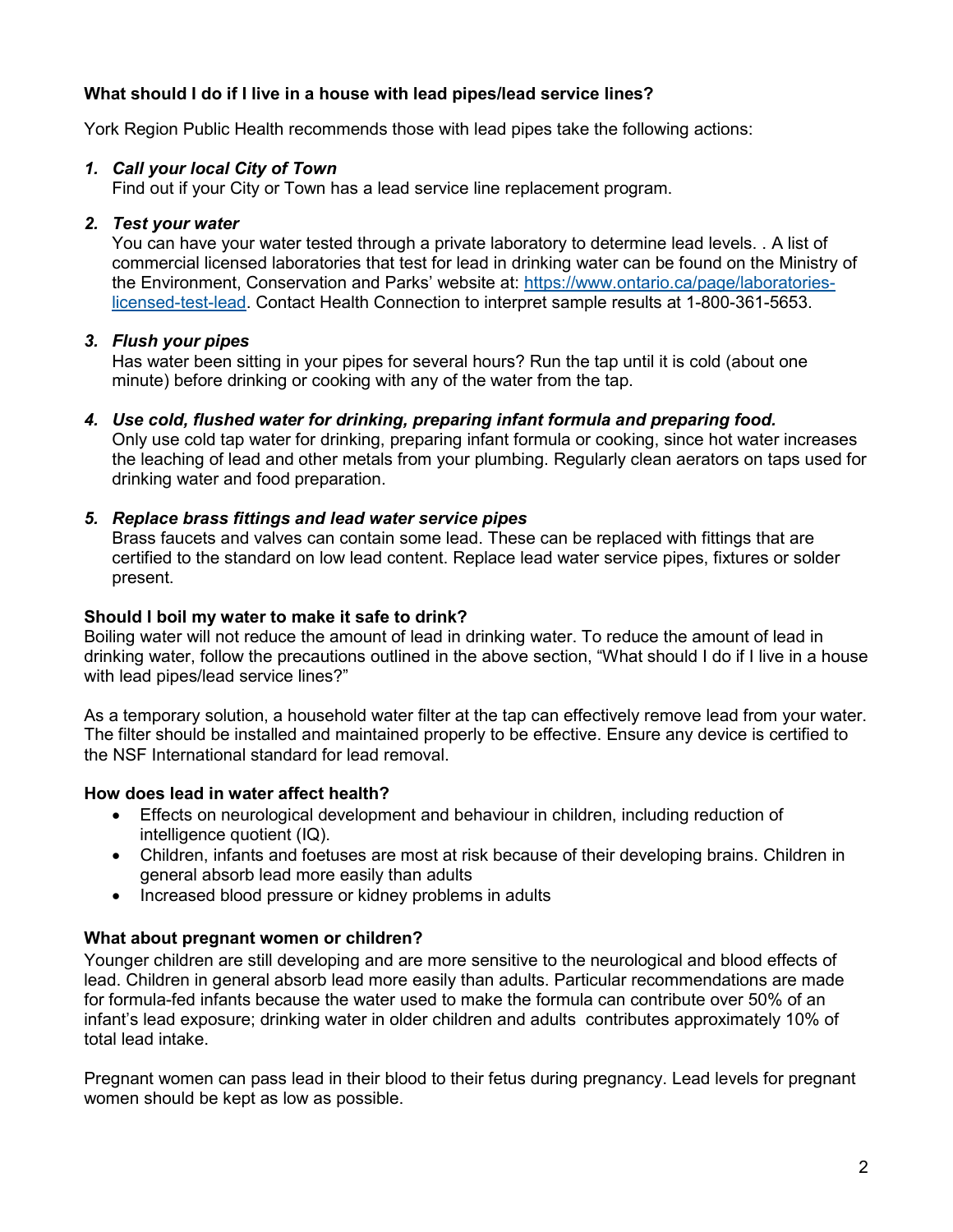**What should I do if I live in a house with lead pipes/lead service lines?**

York Region Public Health recommends those with lead pipes take the following actions:

1. ***Call your local City of Town***
   Find out if your City or Town has a lead service line replacement program.

2. ***Test your water***
   You can have your water tested through a private laboratory to determine lead levels. . A list of commercial licensed laboratories that test for lead in drinking water can be found on the Ministry of the Environment, Conservation and Parks' website at: [https://www.ontario.ca/page/laboratories-licensed-test-lead](https://www.ontario.ca/page/laboratories-licensed-test-lead). Contact Health Connection to interpret sample results at 1-800-361-5653.

3. ***Flush your pipes***
   Has water been sitting in your pipes for several hours? Run the tap until it is cold (about one minute) before drinking or cooking with any of the water from the tap.

4. ***Use cold, flushed water for drinking, preparing infant formula and preparing food.***
   Only use cold tap water for drinking, preparing infant formula or cooking, since hot water increases the leaching of lead and other metals from your plumbing. Regularly clean aerators on taps used for drinking water and food preparation.

5. ***Replace brass fittings and lead water service pipes***
   Brass faucets and valves can contain some lead. These can be replaced with fittings that are certified to the standard on low lead content. Replace lead water service pipes, fixtures or solder present.

**Should I boil my water to make it safe to drink?**

Boiling water will not reduce the amount of lead in drinking water. To reduce the amount of lead in drinking water, follow the precautions outlined in the above section, "What should I do if I live in a house with lead pipes/lead service lines?"

As a temporary solution, a household water filter at the tap can effectively remove lead from your water. The filter should be installed and maintained properly to be effective. Ensure any device is certified to the NSF International standard for lead removal.

**How does lead in water affect health?**

- Effects on neurological development and behaviour in children, including reduction of intelligence quotient (IQ).
- Children, infants and foetuses are most at risk because of their developing brains. Children in general absorb lead more easily than adults
- Increased blood pressure or kidney problems in adults

**What about pregnant women or children?**

Younger children are still developing and are more sensitive to the neurological and blood effects of lead. Children in general absorb lead more easily than adults. Particular recommendations are made for formula-fed infants because the water used to make the formula can contribute over 50% of an infant's lead exposure; drinking water in older children and adults contributes approximately 10% of total lead intake.

Pregnant women can pass lead in their blood to their fetus during pregnancy. Lead levels for pregnant women should be kept as low as possible.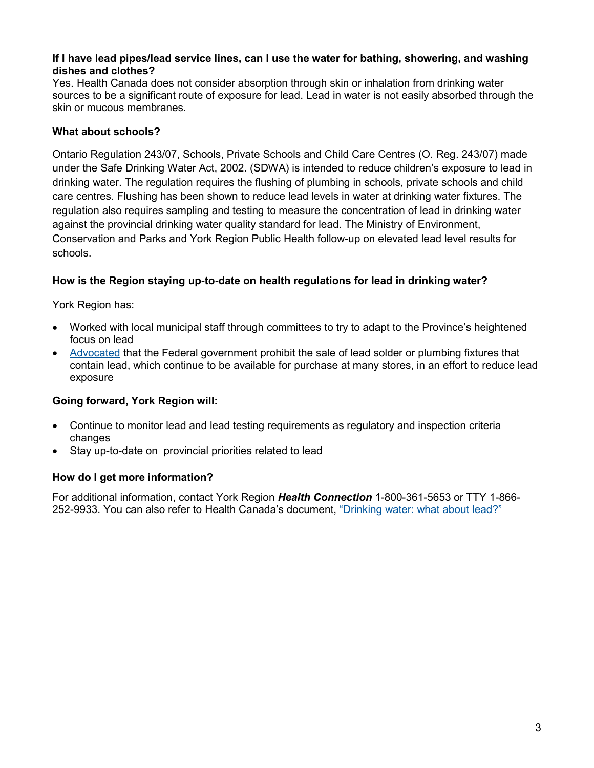**If I have lead pipes/lead service lines, can I use the water for bathing, showering, and washing dishes and clothes?**

Yes. Health Canada does not consider absorption through skin or inhalation from drinking water sources to be a significant route of exposure for lead. Lead in water is not easily absorbed through the skin or mucous membranes.

**What about schools?**

Ontario Regulation 243/07, Schools, Private Schools and Child Care Centres (O. Reg. 243/07) made under the Safe Drinking Water Act, 2002. (SDWA) is intended to reduce children's exposure to lead in drinking water. The regulation requires the flushing of plumbing in schools, private schools and child care centres. Flushing has been shown to reduce lead levels in water at drinking water fixtures. The regulation also requires sampling and testing to measure the concentration of lead in drinking water against the provincial drinking water quality standard for lead. The Ministry of Environment, Conservation and Parks and York Region Public Health follow-up on elevated lead level results for schools.

**How is the Region staying up-to-date on health regulations for lead in drinking water?**

York Region has:

- Worked with local municipal staff through committees to try to adapt to the Province's heightened focus on lead
- Advocated that the Federal government prohibit the sale of lead solder or plumbing fixtures that contain lead, which continue to be available for purchase at many stores, in an effort to reduce lead exposure

**Going forward, York Region will:**

- Continue to monitor lead and lead testing requirements as regulatory and inspection criteria changes
- Stay up-to-date on provincial priorities related to lead

**How do I get more information?**

For additional information, contact York Region ***Health Connection*** 1-800-361-5653 or TTY 1-866-252-9933. You can also refer to Health Canada's document, "Drinking water: what about lead?"